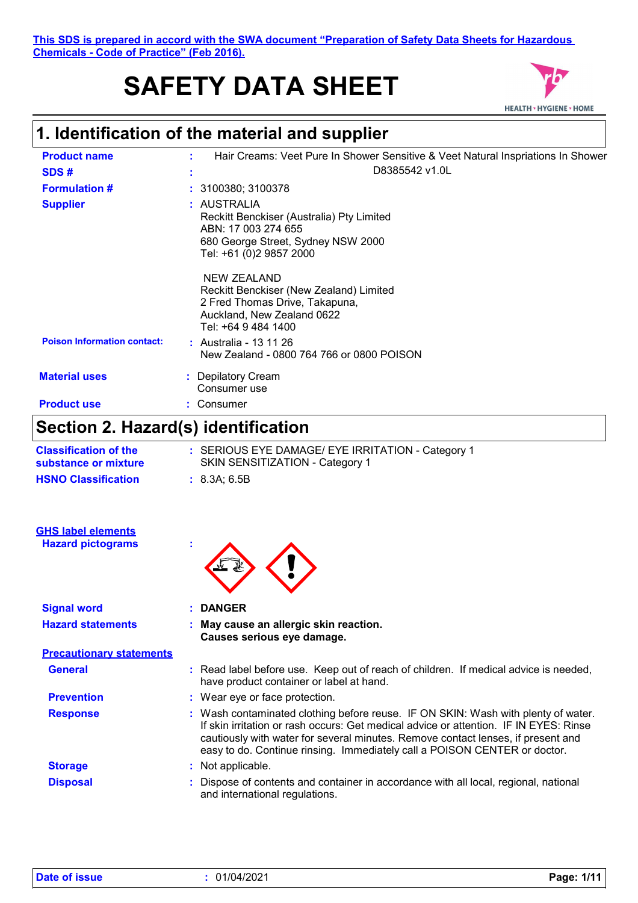This SDS is prepared in accord with the SWA document "Preparation of Safety Data Sheets for Hazardous Chemicals - Code of Practice" (Feb 2016).

# SAFETY DATA SHEET

HEALTH • HYGIENE • HOME

## 1. Identification of the material and supplier

**Product name** : Hair Creams: Veet Pure In Shower Sensitive & Veet Natural Inspriations In Shower

**SDS #** : D8385542 v1.0L

**Formulation #** : 3100380; 3100378

**Supplier** : AUSTRALIA
Reckitt Benckiser (Australia) Pty Limited
ABN: 17 003 274 655
680 George Street, Sydney NSW 2000
Tel: +61 (0)2 9857 2000

NEW ZEALAND
Reckitt Benckiser (New Zealand) Limited
2 Fred Thomas Drive, Takapuna,
Auckland, New Zealand 0622
Tel: +64 9 484 1400

**Poison Information contact:** : Australia - 13 11 26
New Zealand - 0800 764 766 or 0800 POISON

**Material uses** : Depilatory Cream
Consumer use

**Product use** : Consumer

## Section 2. Hazard(s) identification

**Classification of the substance or mixture** : SERIOUS EYE DAMAGE/ EYE IRRITATION - Category 1
SKIN SENSITIZATION - Category 1

**HSNO Classification** : 8.3A; 6.5B

**GHS label elements**

**Hazard pictograms** :

**Signal word** : **DANGER**

**Hazard statements** : **May cause an allergic skin reaction.**
**Causes serious eye damage.**

**Precautionary statements**

**General** : Read label before use. Keep out of reach of children. If medical advice is needed, have product container or label at hand.

**Prevention** : Wear eye or face protection.

**Response** : Wash contaminated clothing before reuse. IF ON SKIN: Wash with plenty of water. If skin irritation or rash occurs: Get medical advice or attention. IF IN EYES: Rinse cautiously with water for several minutes. Remove contact lenses, if present and easy to do. Continue rinsing. Immediately call a POISON CENTER or doctor.

**Storage** : Not applicable.

**Disposal** : Dispose of contents and container in accordance with all local, regional, national and international regulations.

**Date of issue** : 01/04/2021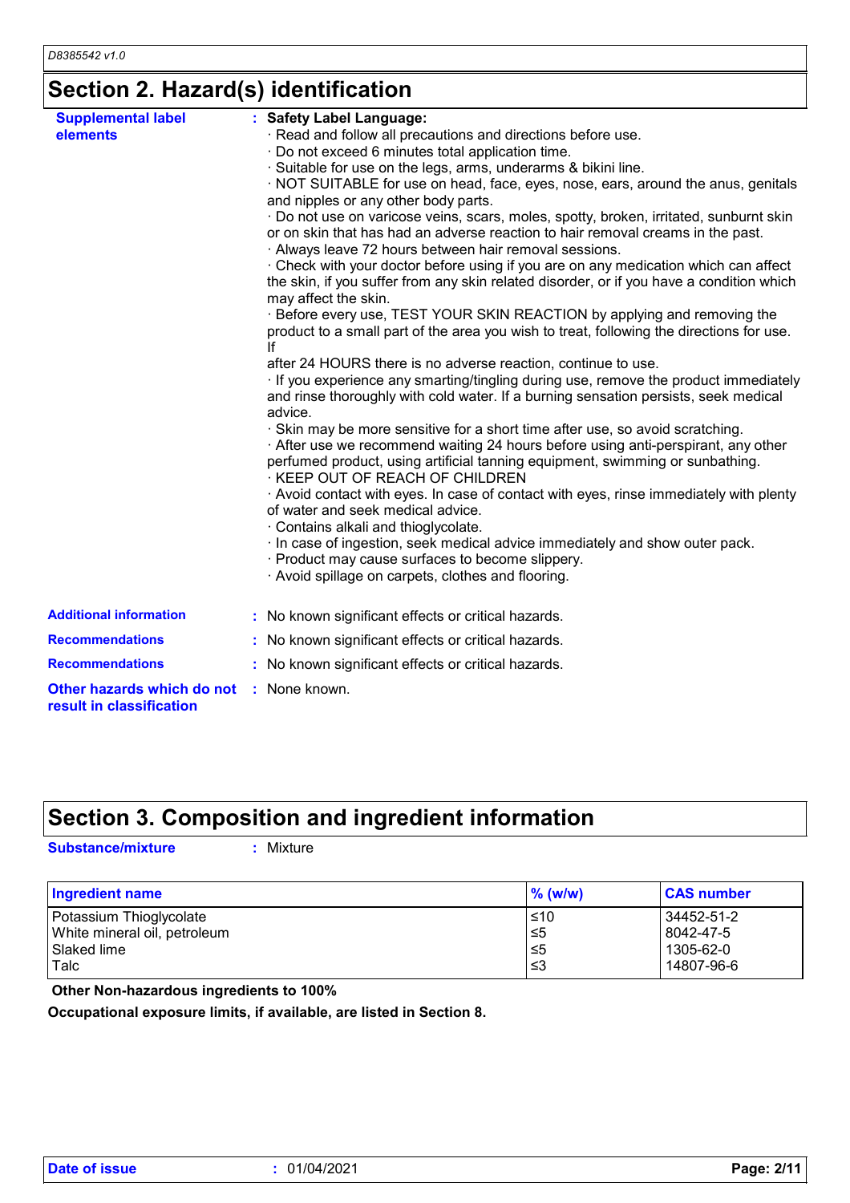## Section 2. Hazard(s) identification

**Supplemental label elements** : **Safety Label Language:**

· Read and follow all precautions and directions before use.
· Do not exceed 6 minutes total application time.
· Suitable for use on the legs, arms, underarms & bikini line.
· NOT SUITABLE for use on head, face, eyes, nose, ears, around the anus, genitals and nipples or any other body parts.
· Do not use on varicose veins, scars, moles, spotty, broken, irritated, sunburnt skin or on skin that has had an adverse reaction to hair removal creams in the past.
· Always leave 72 hours between hair removal sessions.
· Check with your doctor before using if you are on any medication which can affect the skin, if you suffer from any skin related disorder, or if you have a condition which may affect the skin.
· Before every use, TEST YOUR SKIN REACTION by applying and removing the product to a small part of the area you wish to treat, following the directions for use. If
after 24 HOURS there is no adverse reaction, continue to use.
· If you experience any smarting/tingling during use, remove the product immediately and rinse thoroughly with cold water. If a burning sensation persists, seek medical advice.
· Skin may be more sensitive for a short time after use, so avoid scratching.
· After use we recommend waiting 24 hours before using anti-perspirant, any other perfumed product, using artificial tanning equipment, swimming or sunbathing.
· KEEP OUT OF REACH OF CHILDREN
· Avoid contact with eyes. In case of contact with eyes, rinse immediately with plenty of water and seek medical advice.
· Contains alkali and thioglycolate.
· In case of ingestion, seek medical advice immediately and show outer pack.
· Product may cause surfaces to become slippery.
· Avoid spillage on carpets, clothes and flooring.

**Additional information** : No known significant effects or critical hazards.

**Recommendations** : No known significant effects or critical hazards.

**Recommendations** : No known significant effects or critical hazards.

**Other hazards which do not result in classification** : None known.

## Section 3. Composition and ingredient information

**Substance/mixture** : Mixture

| Ingredient name | % (w/w) | CAS number |
|---|---|---|
| Potassium Thioglycolate | ≤10 | 34452-51-2 |
| White mineral oil, petroleum | ≤5 | 8042-47-5 |
| Slaked lime | ≤5 | 1305-62-0 |
| Talc | ≤3 | 14807-96-6 |

**Other Non-hazardous ingredients to 100%**

**Occupational exposure limits, if available, are listed in Section 8.**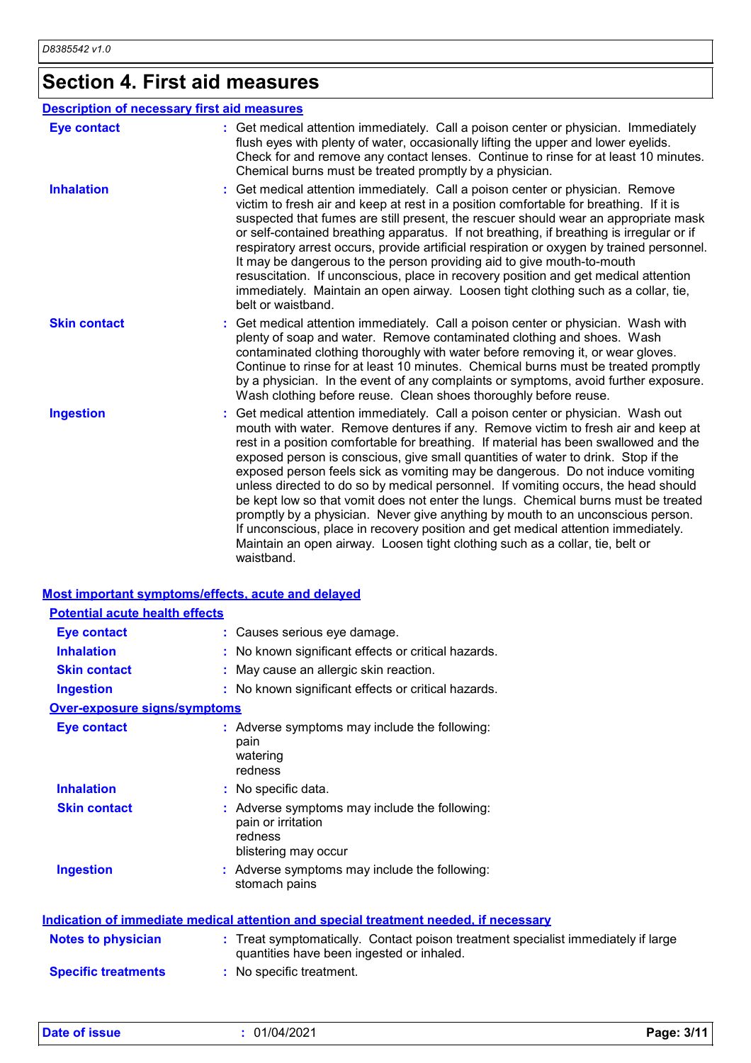## Section 4. First aid measures

### Description of necessary first aid measures

**Eye contact** : Get medical attention immediately. Call a poison center or physician. Immediately flush eyes with plenty of water, occasionally lifting the upper and lower eyelids. Check for and remove any contact lenses. Continue to rinse for at least 10 minutes. Chemical burns must be treated promptly by a physician.

**Inhalation** : Get medical attention immediately. Call a poison center or physician. Remove victim to fresh air and keep at rest in a position comfortable for breathing. If it is suspected that fumes are still present, the rescuer should wear an appropriate mask or self-contained breathing apparatus. If not breathing, if breathing is irregular or if respiratory arrest occurs, provide artificial respiration or oxygen by trained personnel. It may be dangerous to the person providing aid to give mouth-to-mouth resuscitation. If unconscious, place in recovery position and get medical attention immediately. Maintain an open airway. Loosen tight clothing such as a collar, tie, belt or waistband.

**Skin contact** : Get medical attention immediately. Call a poison center or physician. Wash with plenty of soap and water. Remove contaminated clothing and shoes. Wash contaminated clothing thoroughly with water before removing it, or wear gloves. Continue to rinse for at least 10 minutes. Chemical burns must be treated promptly by a physician. In the event of any complaints or symptoms, avoid further exposure. Wash clothing before reuse. Clean shoes thoroughly before reuse.

**Ingestion** : Get medical attention immediately. Call a poison center or physician. Wash out mouth with water. Remove dentures if any. Remove victim to fresh air and keep at rest in a position comfortable for breathing. If material has been swallowed and the exposed person is conscious, give small quantities of water to drink. Stop if the exposed person feels sick as vomiting may be dangerous. Do not induce vomiting unless directed to do so by medical personnel. If vomiting occurs, the head should be kept low so that vomit does not enter the lungs. Chemical burns must be treated promptly by a physician. Never give anything by mouth to an unconscious person. If unconscious, place in recovery position and get medical attention immediately. Maintain an open airway. Loosen tight clothing such as a collar, tie, belt or waistband.

### Most important symptoms/effects, acute and delayed

#### Potential acute health effects

**Eye contact** : Causes serious eye damage.

**Inhalation** : No known significant effects or critical hazards.

**Skin contact** : May cause an allergic skin reaction.

**Ingestion** : No known significant effects or critical hazards.

#### Over-exposure signs/symptoms

**Eye contact** : Adverse symptoms may include the following:
pain
watering
redness

**Inhalation** : No specific data.

**Skin contact** : Adverse symptoms may include the following:
pain or irritation
redness
blistering may occur

**Ingestion** : Adverse symptoms may include the following:
stomach pains

### Indication of immediate medical attention and special treatment needed, if necessary

**Notes to physician** : Treat symptomatically. Contact poison treatment specialist immediately if large quantities have been ingested or inhaled.

**Specific treatments** : No specific treatment.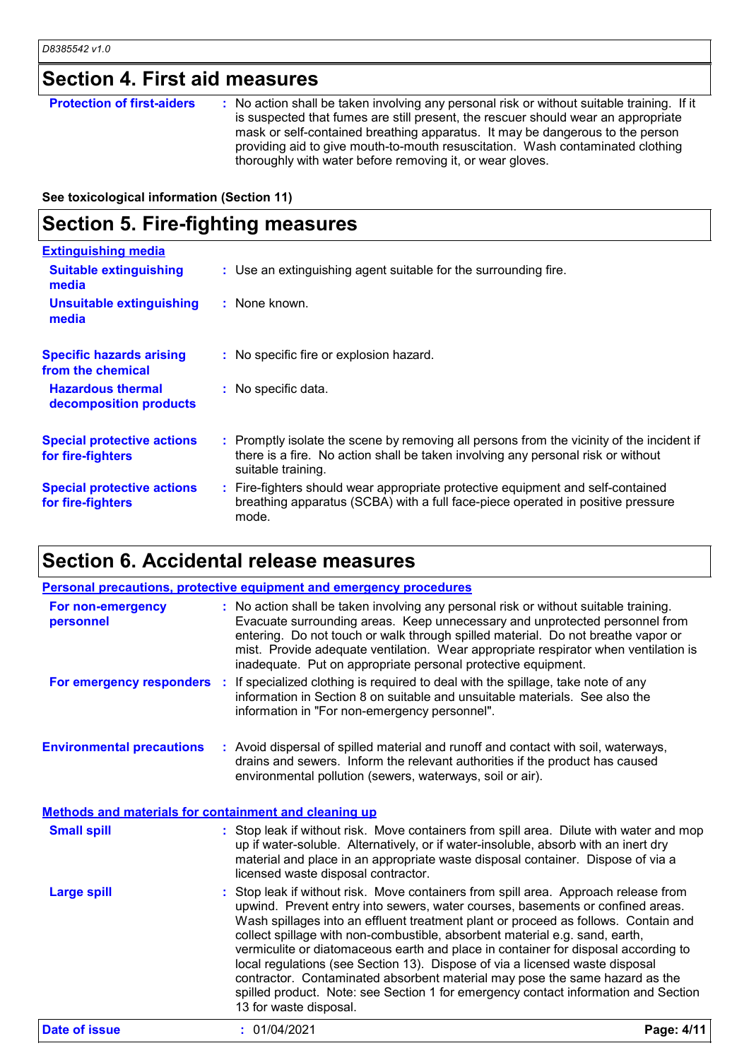## Section 4. First aid measures

| | |
|---|---|
| **Protection of first-aiders** | No action shall be taken involving any personal risk or without suitable training. If it is suspected that fumes are still present, the rescuer should wear an appropriate mask or self-contained breathing apparatus. It may be dangerous to the person providing aid to give mouth-to-mouth resuscitation. Wash contaminated clothing thoroughly with water before removing it, or wear gloves. |

**See toxicological information (Section 11)**

## Section 5. Fire-fighting measures

### Extinguishing media

| | |
|---|---|
| **Suitable extinguishing media** | Use an extinguishing agent suitable for the surrounding fire. |
| **Unsuitable extinguishing media** | None known. |
| **Specific hazards arising from the chemical** | No specific fire or explosion hazard. |
| **Hazardous thermal decomposition products** | No specific data. |
| **Special protective actions for fire-fighters** | Promptly isolate the scene by removing all persons from the vicinity of the incident if there is a fire. No action shall be taken involving any personal risk or without suitable training. |
| **Special protective actions for fire-fighters** | Fire-fighters should wear appropriate protective equipment and self-contained breathing apparatus (SCBA) with a full face-piece operated in positive pressure mode. |

## Section 6. Accidental release measures

### Personal precautions, protective equipment and emergency procedures

| | |
|---|---|
| **For non-emergency personnel** | No action shall be taken involving any personal risk or without suitable training. Evacuate surrounding areas. Keep unnecessary and unprotected personnel from entering. Do not touch or walk through spilled material. Do not breathe vapor or mist. Provide adequate ventilation. Wear appropriate respirator when ventilation is inadequate. Put on appropriate personal protective equipment. |
| **For emergency responders** | If specialized clothing is required to deal with the spillage, take note of any information in Section 8 on suitable and unsuitable materials. See also the information in "For non-emergency personnel". |
| **Environmental precautions** | Avoid dispersal of spilled material and runoff and contact with soil, waterways, drains and sewers. Inform the relevant authorities if the product has caused environmental pollution (sewers, waterways, soil or air). |

### Methods and materials for containment and cleaning up

| | |
|---|---|
| **Small spill** | Stop leak if without risk. Move containers from spill area. Dilute with water and mop up if water-soluble. Alternatively, or if water-insoluble, absorb with an inert dry material and place in an appropriate waste disposal container. Dispose of via a licensed waste disposal contractor. |
| **Large spill** | Stop leak if without risk. Move containers from spill area. Approach release from upwind. Prevent entry into sewers, water courses, basements or confined areas. Wash spillages into an effluent treatment plant or proceed as follows. Contain and collect spillage with non-combustible, absorbent material e.g. sand, earth, vermiculite or diatomaceous earth and place in container for disposal according to local regulations (see Section 13). Dispose of via a licensed waste disposal contractor. Contaminated absorbent material may pose the same hazard as the spilled product. Note: see Section 1 for emergency contact information and Section 13 for waste disposal. |

**Date of issue** : 01/04/2021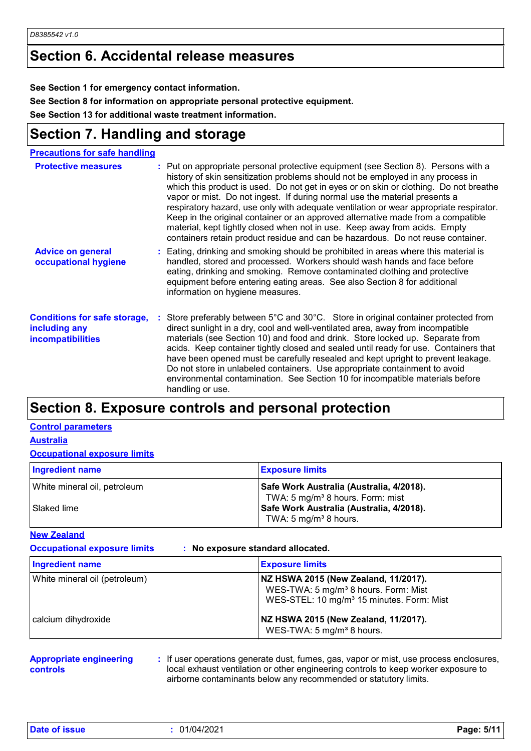## Section 6. Accidental release measures

**See Section 1 for emergency contact information.**

**See Section 8 for information on appropriate personal protective equipment.**

**See Section 13 for additional waste treatment information.**

## Section 7. Handling and storage

### Precautions for safe handling

**Protective measures** : Put on appropriate personal protective equipment (see Section 8). Persons with a history of skin sensitization problems should not be employed in any process in which this product is used. Do not get in eyes or on skin or clothing. Do not breathe vapor or mist. Do not ingest. If during normal use the material presents a respiratory hazard, use only with adequate ventilation or wear appropriate respirator. Keep in the original container or an approved alternative made from a compatible material, kept tightly closed when not in use. Keep away from acids. Empty containers retain product residue and can be hazardous. Do not reuse container.

**Advice on general occupational hygiene** : Eating, drinking and smoking should be prohibited in areas where this material is handled, stored and processed. Workers should wash hands and face before eating, drinking and smoking. Remove contaminated clothing and protective equipment before entering eating areas. See also Section 8 for additional information on hygiene measures.

**Conditions for safe storage, including any incompatibilities** : Store preferably between 5°C and 30°C. Store in original container protected from direct sunlight in a dry, cool and well-ventilated area, away from incompatible materials (see Section 10) and food and drink. Store locked up. Separate from acids. Keep container tightly closed and sealed until ready for use. Containers that have been opened must be carefully resealed and kept upright to prevent leakage. Do not store in unlabeled containers. Use appropriate containment to avoid environmental contamination. See Section 10 for incompatible materials before handling or use.

## Section 8. Exposure controls and personal protection

### Control parameters

#### Australia

**Occupational exposure limits**

| Ingredient name | Exposure limits |
|---|---|
| White mineral oil, petroleum | **Safe Work Australia (Australia, 4/2018).** TWA: 5 mg/m³ 8 hours. Form: mist |
| Slaked lime | **Safe Work Australia (Australia, 4/2018).** TWA: 5 mg/m³ 8 hours. |

#### New Zealand

**Occupational exposure limits** : **No exposure standard allocated.**

| Ingredient name | Exposure limits |
|---|---|
| White mineral oil (petroleum) | **NZ HSWA 2015 (New Zealand, 11/2017).** WES-TWA: 5 mg/m³ 8 hours. Form: Mist WES-STEL: 10 mg/m³ 15 minutes. Form: Mist |
| calcium dihydroxide | **NZ HSWA 2015 (New Zealand, 11/2017).** WES-TWA: 5 mg/m³ 8 hours. |

**Appropriate engineering controls** : If user operations generate dust, fumes, gas, vapor or mist, use process enclosures, local exhaust ventilation or other engineering controls to keep worker exposure to airborne contaminants below any recommended or statutory limits.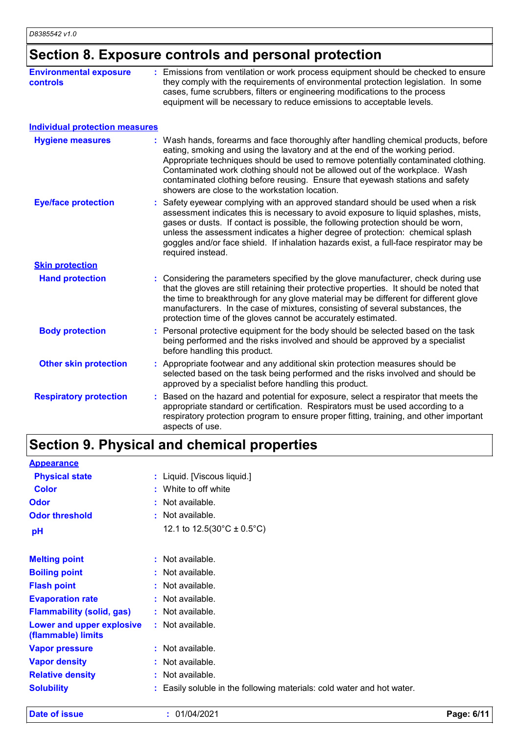## Section 8. Exposure controls and personal protection

**Environmental exposure controls** : Emissions from ventilation or work process equipment should be checked to ensure they comply with the requirements of environmental protection legislation. In some cases, fume scrubbers, filters or engineering modifications to the process equipment will be necessary to reduce emissions to acceptable levels.

### Individual protection measures

**Hygiene measures** : Wash hands, forearms and face thoroughly after handling chemical products, before eating, smoking and using the lavatory and at the end of the working period. Appropriate techniques should be used to remove potentially contaminated clothing. Contaminated work clothing should not be allowed out of the workplace. Wash contaminated clothing before reusing. Ensure that eyewash stations and safety showers are close to the workstation location.

**Eye/face protection** : Safety eyewear complying with an approved standard should be used when a risk assessment indicates this is necessary to avoid exposure to liquid splashes, mists, gases or dusts. If contact is possible, the following protection should be worn, unless the assessment indicates a higher degree of protection: chemical splash goggles and/or face shield. If inhalation hazards exist, a full-face respirator may be required instead.

#### Skin protection

**Hand protection** : Considering the parameters specified by the glove manufacturer, check during use that the gloves are still retaining their protective properties. It should be noted that the time to breakthrough for any glove material may be different for different glove manufacturers. In the case of mixtures, consisting of several substances, the protection time of the gloves cannot be accurately estimated.

**Body protection** : Personal protective equipment for the body should be selected based on the task being performed and the risks involved and should be approved by a specialist before handling this product.

**Other skin protection** : Appropriate footwear and any additional skin protection measures should be selected based on the task being performed and the risks involved and should be approved by a specialist before handling this product.

**Respiratory protection** : Based on the hazard and potential for exposure, select a respirator that meets the appropriate standard or certification. Respirators must be used according to a respiratory protection program to ensure proper fitting, training, and other important aspects of use.

## Section 9. Physical and chemical properties

### Appearance

**Physical state** : Liquid. [Viscous liquid.]

**Color** : White to off white

**Odor** : Not available.

**Odor threshold** : Not available.

**pH** 12.1 to 12.5(30°C ± 0.5°C)

**Melting point** : Not available.

**Boiling point** : Not available.

**Flash point** : Not available.

**Evaporation rate** : Not available.

**Flammability (solid, gas)** : Not available.

**Lower and upper explosive (flammable) limits** : Not available.

**Vapor pressure** : Not available.

**Vapor density** : Not available.

**Relative density** : Not available.

**Solubility** : Easily soluble in the following materials: cold water and hot water.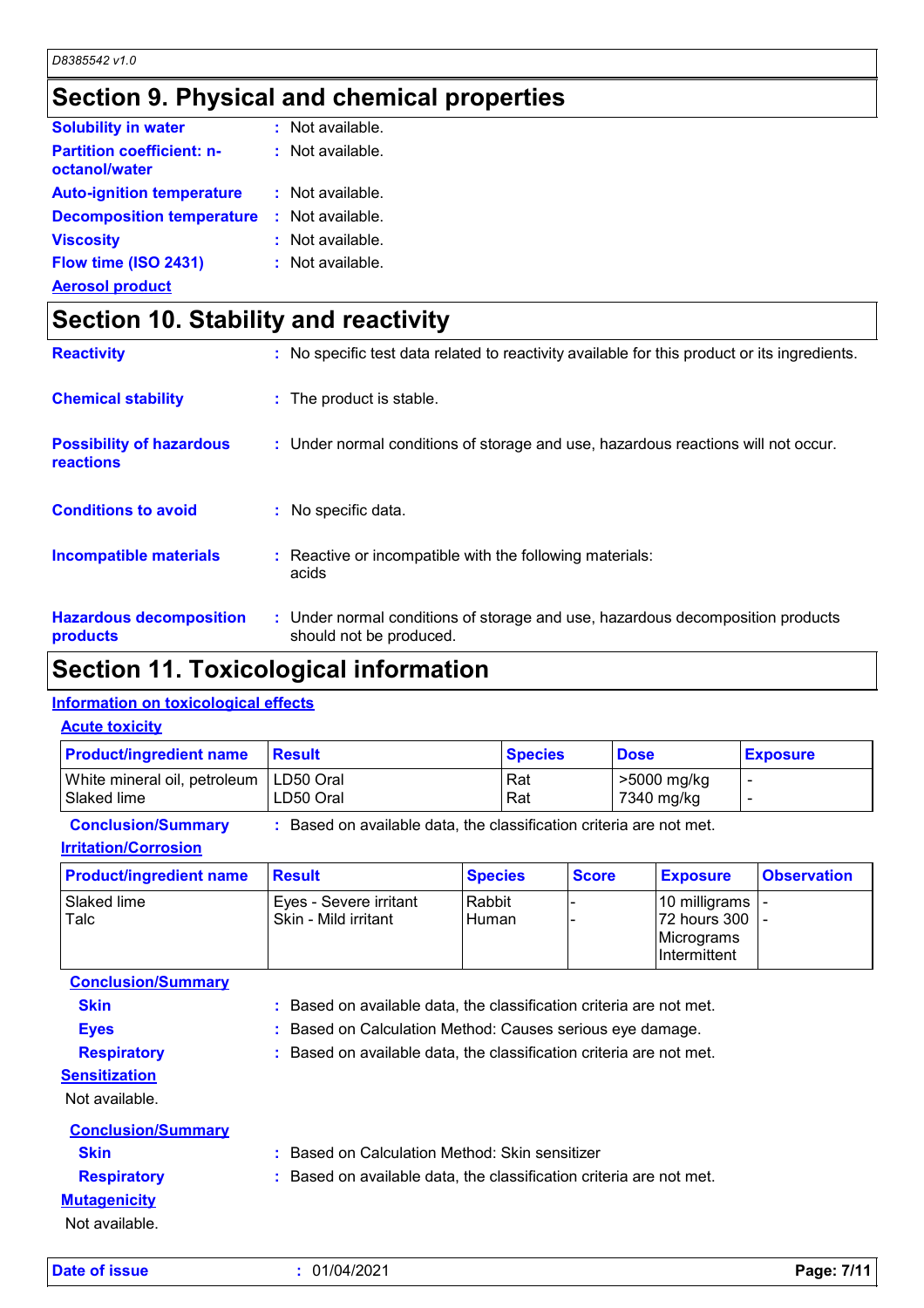## Section 9. Physical and chemical properties

| | | |
|---|---|---|
| **Solubility in water** | : | Not available. |
| **Partition coefficient: n-octanol/water** | : | Not available. |
| **Auto-ignition temperature** | : | Not available. |
| **Decomposition temperature** | : | Not available. |
| **Viscosity** | : | Not available. |
| **Flow time (ISO 2431)** | : | Not available. |

**Aerosol product**

## Section 10. Stability and reactivity

| | | |
|---|---|---|
| **Reactivity** | : | No specific test data related to reactivity available for this product or its ingredients. |
| **Chemical stability** | : | The product is stable. |
| **Possibility of hazardous reactions** | : | Under normal conditions of storage and use, hazardous reactions will not occur. |
| **Conditions to avoid** | : | No specific data. |
| **Incompatible materials** | : | Reactive or incompatible with the following materials: acids |
| **Hazardous decomposition products** | : | Under normal conditions of storage and use, hazardous decomposition products should not be produced. |

## Section 11. Toxicological information

### Information on toxicological effects

#### Acute toxicity

| Product/ingredient name | Result | Species | Dose | Exposure |
|---|---|---|---|---|
| White mineral oil, petroleum | LD50 Oral | Rat | >5000 mg/kg | - |
| Slaked lime | LD50 Oral | Rat | 7340 mg/kg | - |

**Conclusion/Summary** : Based on available data, the classification criteria are not met.

#### Irritation/Corrosion

| Product/ingredient name | Result | Species | Score | Exposure | Observation |
|---|---|---|---|---|---|
| Slaked lime | Eyes - Severe irritant | Rabbit | - | 10 milligrams | - |
| Talc | Skin - Mild irritant | Human | - | 72 hours 300 Micrograms Intermittent | - |

**Conclusion/Summary**

| | | |
|---|---|---|
| **Skin** | : | Based on available data, the classification criteria are not met. |
| **Eyes** | : | Based on Calculation Method: Causes serious eye damage. |
| **Respiratory** | : | Based on available data, the classification criteria are not met. |

#### Sensitization

Not available.

**Conclusion/Summary**

| | | |
|---|---|---|
| **Skin** | : | Based on Calculation Method: Skin sensitizer |
| **Respiratory** | : | Based on available data, the classification criteria are not met. |

#### Mutagenicity

Not available.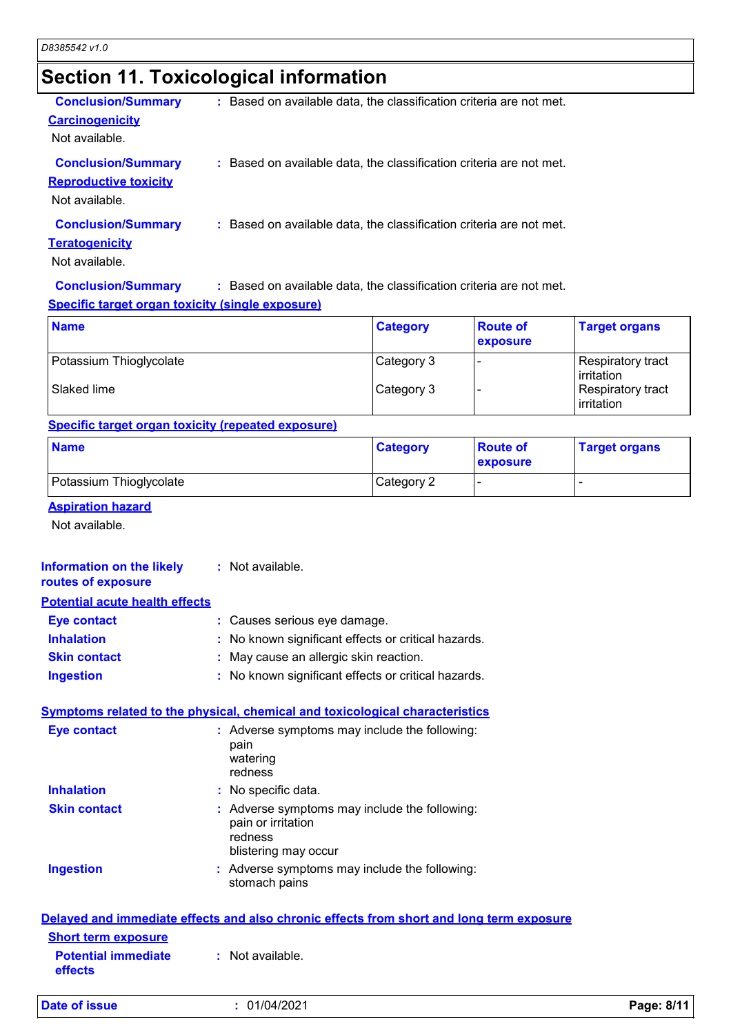## Section 11. Toxicological information

**Conclusion/Summary** : Based on available data, the classification criteria are not met.

**Carcinogenicity**

Not available.

**Conclusion/Summary** : Based on available data, the classification criteria are not met.

**Reproductive toxicity**

Not available.

**Conclusion/Summary** : Based on available data, the classification criteria are not met.

**Teratogenicity**

Not available.

**Conclusion/Summary** : Based on available data, the classification criteria are not met.

**Specific target organ toxicity (single exposure)**

| Name | Category | Route of exposure | Target organs |
|---|---|---|---|
| Potassium Thioglycolate | Category 3 | - | Respiratory tract irritation |
| Slaked lime | Category 3 | - | Respiratory tract irritation |

**Specific target organ toxicity (repeated exposure)**

| Name | Category | Route of exposure | Target organs |
|---|---|---|---|
| Potassium Thioglycolate | Category 2 | - | - |

**Aspiration hazard**

Not available.

**Information on the likely routes of exposure** : Not available.

**Potential acute health effects**

**Eye contact** : Causes serious eye damage.

**Inhalation** : No known significant effects or critical hazards.

**Skin contact** : May cause an allergic skin reaction.

**Ingestion** : No known significant effects or critical hazards.

**Symptoms related to the physical, chemical and toxicological characteristics**

**Eye contact** : Adverse symptoms may include the following:
pain
watering
redness

**Inhalation** : No specific data.

**Skin contact** : Adverse symptoms may include the following:
pain or irritation
redness
blistering may occur

**Ingestion** : Adverse symptoms may include the following:
stomach pains

**Delayed and immediate effects and also chronic effects from short and long term exposure**

**Short term exposure**

**Potential immediate effects** : Not available.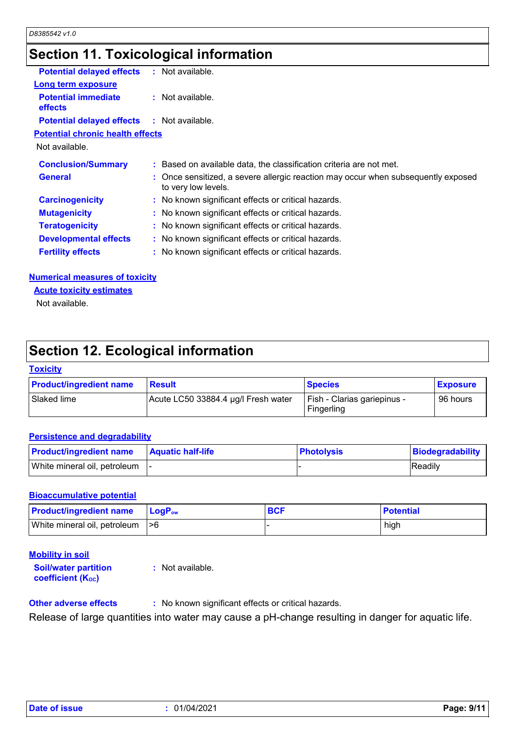## Section 11. Toxicological information

**Potential delayed effects** : Not available.

**Long term exposure**

**Potential immediate effects** : Not available.

**Potential delayed effects** : Not available.

**Potential chronic health effects**

Not available.

**Conclusion/Summary** : Based on available data, the classification criteria are not met.

**General** : Once sensitized, a severe allergic reaction may occur when subsequently exposed to very low levels.

**Carcinogenicity** : No known significant effects or critical hazards.

**Mutagenicity** : No known significant effects or critical hazards.

**Teratogenicity** : No known significant effects or critical hazards.

**Developmental effects** : No known significant effects or critical hazards.

**Fertility effects** : No known significant effects or critical hazards.

**Numerical measures of toxicity**

**Acute toxicity estimates**

Not available.

## Section 12. Ecological information

**Toxicity**

| Product/ingredient name | Result | Species | Exposure |
|---|---|---|---|
| Slaked lime | Acute LC50 33884.4 µg/l Fresh water | Fish - Clarias gariepinus - Fingerling | 96 hours |

**Persistence and degradability**

| Product/ingredient name | Aquatic half-life | Photolysis | Biodegradability |
|---|---|---|---|
| White mineral oil, petroleum | - | - | Readily |

**Bioaccumulative potential**

| Product/ingredient name | $LogP_{ow}$ | BCF | Potential |
|---|---|---|---|
| White mineral oil, petroleum | >6 | - | high |

**Mobility in soil**

**Soil/water partition coefficient ($K_{OC}$)** : Not available.

**Other adverse effects** : No known significant effects or critical hazards.

Release of large quantities into water may cause a pH-change resulting in danger for aquatic life.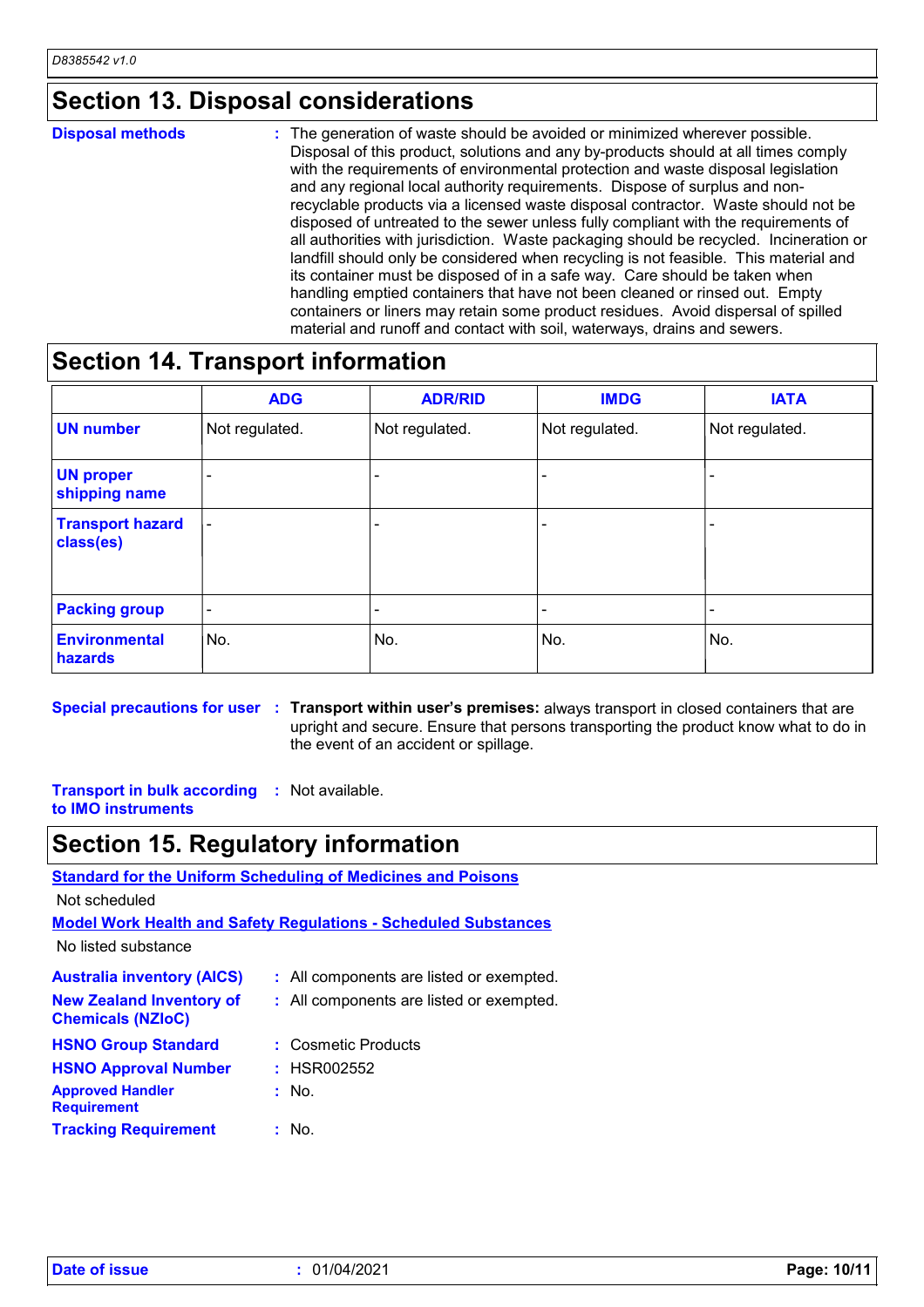## Section 13. Disposal considerations

**Disposal methods** : The generation of waste should be avoided or minimized wherever possible. Disposal of this product, solutions and any by-products should at all times comply with the requirements of environmental protection and waste disposal legislation and any regional local authority requirements. Dispose of surplus and non-recyclable products via a licensed waste disposal contractor. Waste should not be disposed of untreated to the sewer unless fully compliant with the requirements of all authorities with jurisdiction. Waste packaging should be recycled. Incineration or landfill should only be considered when recycling is not feasible. This material and its container must be disposed of in a safe way. Care should be taken when handling emptied containers that have not been cleaned or rinsed out. Empty containers or liners may retain some product residues. Avoid dispersal of spilled material and runoff and contact with soil, waterways, drains and sewers.

## Section 14. Transport information

| | ADG | ADR/RID | IMDG | IATA |
|---|---|---|---|---|
| **UN number** | Not regulated. | Not regulated. | Not regulated. | Not regulated. |
| **UN proper shipping name** | - | - | - | - |
| **Transport hazard class(es)** | - | - | - | - |
| **Packing group** | - | - | - | - |
| **Environmental hazards** | No. | No. | No. | No. |

**Special precautions for user** : **Transport within user's premises:** always transport in closed containers that are upright and secure. Ensure that persons transporting the product know what to do in the event of an accident or spillage.

**Transport in bulk according to IMO instruments** : Not available.

## Section 15. Regulatory information

**Standard for the Uniform Scheduling of Medicines and Poisons**

Not scheduled

**Model Work Health and Safety Regulations - Scheduled Substances**

No listed substance

**Australia inventory (AICS)** : All components are listed or exempted.

**New Zealand Inventory of Chemicals (NZIoC)** : All components are listed or exempted.

**HSNO Group Standard** : Cosmetic Products

**HSNO Approval Number** : HSR002552

**Approved Handler Requirement** : No.

**Tracking Requirement** : No.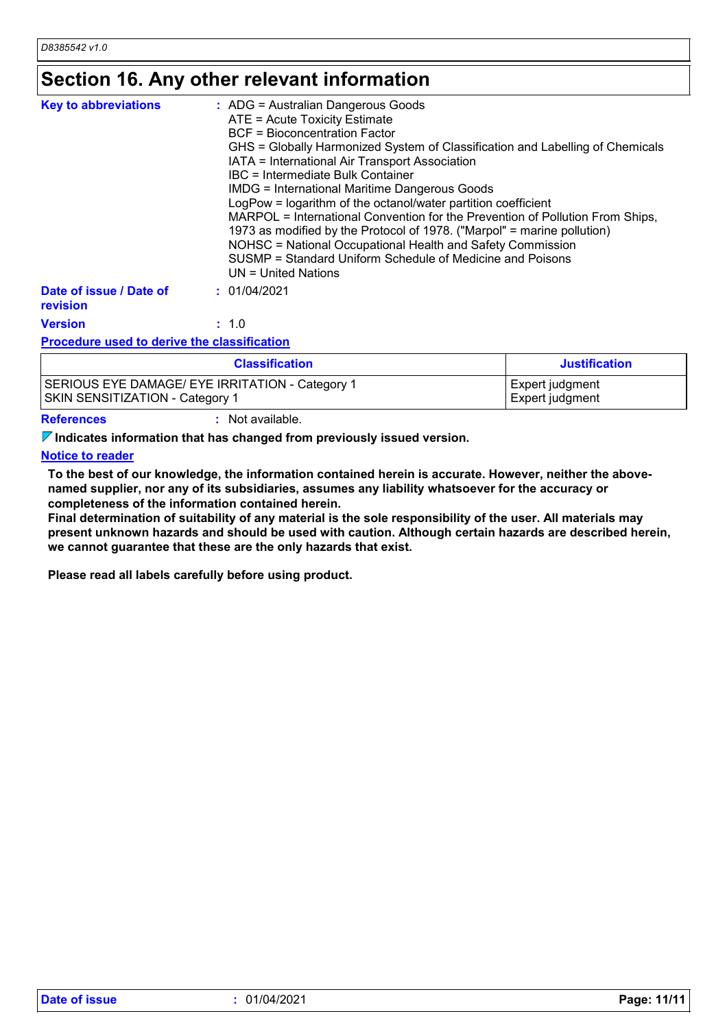# Section 16. Any other relevant information

**Key to abbreviations** : ADG = Australian Dangerous Goods
ATE = Acute Toxicity Estimate
BCF = Bioconcentration Factor
GHS = Globally Harmonized System of Classification and Labelling of Chemicals
IATA = International Air Transport Association
IBC = Intermediate Bulk Container
IMDG = International Maritime Dangerous Goods
LogPow = logarithm of the octanol/water partition coefficient
MARPOL = International Convention for the Prevention of Pollution From Ships, 1973 as modified by the Protocol of 1978. ("Marpol" = marine pollution)
NOHSC = National Occupational Health and Safety Commission
SUSMP = Standard Uniform Schedule of Medicine and Poisons
UN = United Nations

**Date of issue / Date of revision** : 01/04/2021

**Version** : 1.0

**Procedure used to derive the classification**

| Classification | Justification |
|---|---|
| SERIOUS EYE DAMAGE/ EYE IRRITATION - Category 1 | Expert judgment |
| SKIN SENSITIZATION - Category 1 | Expert judgment |

**References** : Not available.

**Indicates information that has changed from previously issued version.**

**Notice to reader**

**To the best of our knowledge, the information contained herein is accurate. However, neither the above-named supplier, nor any of its subsidiaries, assumes any liability whatsoever for the accuracy or completeness of the information contained herein.**
**Final determination of suitability of any material is the sole responsibility of the user. All materials may present unknown hazards and should be used with caution. Although certain hazards are described herein, we cannot guarantee that these are the only hazards that exist.**

**Please read all labels carefully before using product.**